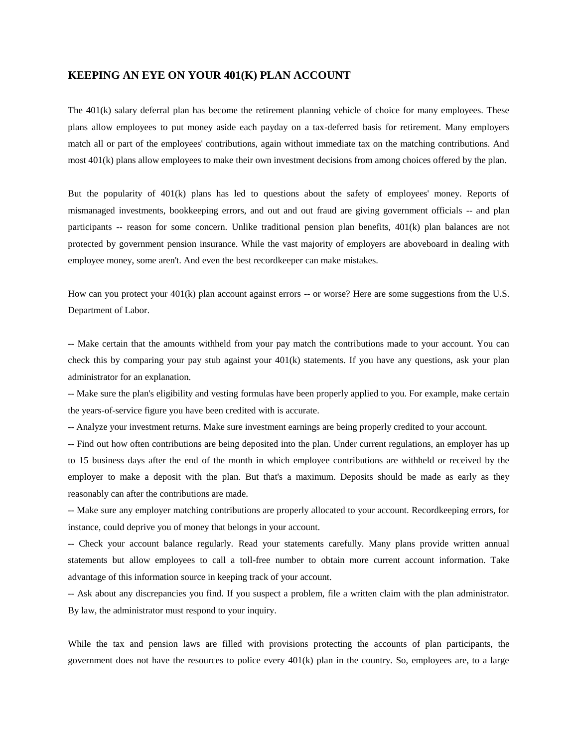## KEEPING AN EYE ON YOUR 401(K) PLAN ACCOUNT

The 401(k) salary deferral plan has become the retirement planning vehicle of choice for many employees. These plans allow employees to put money aside each payday on a tax-deferred basis for retirement. Many employers match all or part of the employees' contributions, again without immediate tax on the matching contributions. And most 401(k) plans allow employees to make their own investment decisions from among choices offered by the plan.

But the popularity of 401(k) plans has led to questions about the safety of employees' money. Reports of mismanaged investments, bookkeeping errors, and out and out fraud are giving government officials -- and plan participants -- reason for some concern. Unlike traditional pension plan benefits, 401(k) plan balances are not protected by government pension insurance. While the vast majority of employers are aboveboard in dealing with employee money, some aren't. And even the best recordkeeper can make mistakes.

How can you protect your 401(k) plan account against errors -- or worse? Here are some suggestions from the U.S. Department of Labor.

-- Make certain that the amounts withheld from your pay match the contributions made to your account. You can check this by comparing your pay stub against your 401(k) statements. If you have any questions, ask your plan administrator for an explanation.

-- Make sure the plan's eligibility and vesting formulas have been properly applied to you. For example, make certain the years-of-service figure you have been credited with is accurate.

-- Analyze your investment returns. Make sure investment earnings are being properly credited to your account.

-- Find out how often contributions are being deposited into the plan. Under current regulations, an employer has up to 15 business days after the end of the month in which employee contributions are withheld or received by the employer to make a deposit with the plan. But that's a maximum. Deposits should be made as early as they reasonably can after the contributions are made.

-- Make sure any employer matching contributions are properly allocated to your account. Recordkeeping errors, for instance, could deprive you of money that belongs in your account.

-- Check your account balance regularly. Read your statements carefully. Many plans provide written annual statements but allow employees to call a toll-free number to obtain more current account information. Take advantage of this information source in keeping track of your account.

-- Ask about any discrepancies you find. If you suspect a problem, file a written claim with the plan administrator. By law, the administrator must respond to your inquiry.

While the tax and pension laws are filled with provisions protecting the accounts of plan participants, the government does not have the resources to police every 401(k) plan in the country. So, employees are, to a large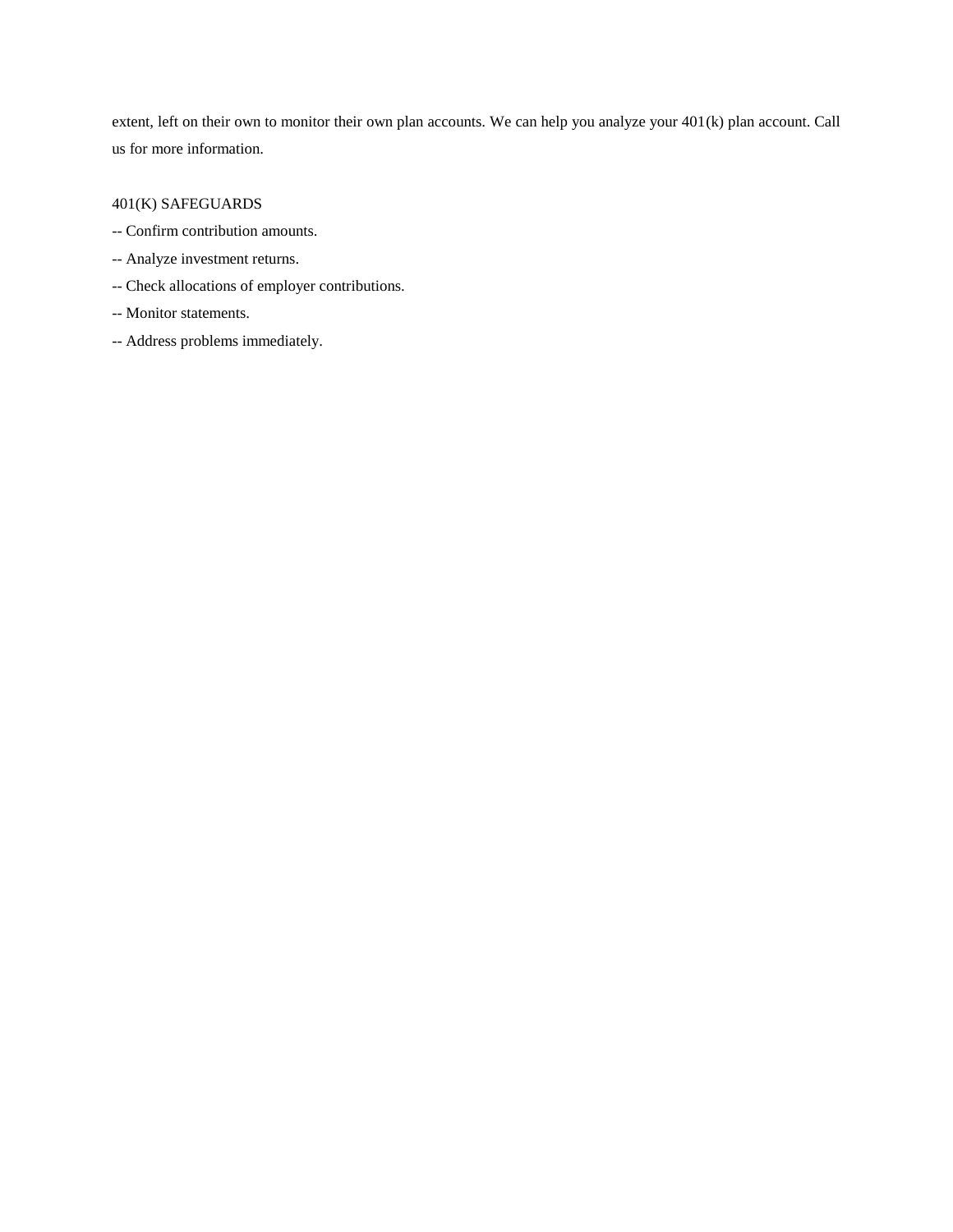extent, left on their own to monitor their own plan accounts. We can help you analyze your 401(k) plan account. Call us for more information.

401(K) SAFEGUARDS

-- Confirm contribution amounts.

-- Analyze investment returns.

-- Check allocations of employer contributions.

-- Monitor statements.

-- Address problems immediately.